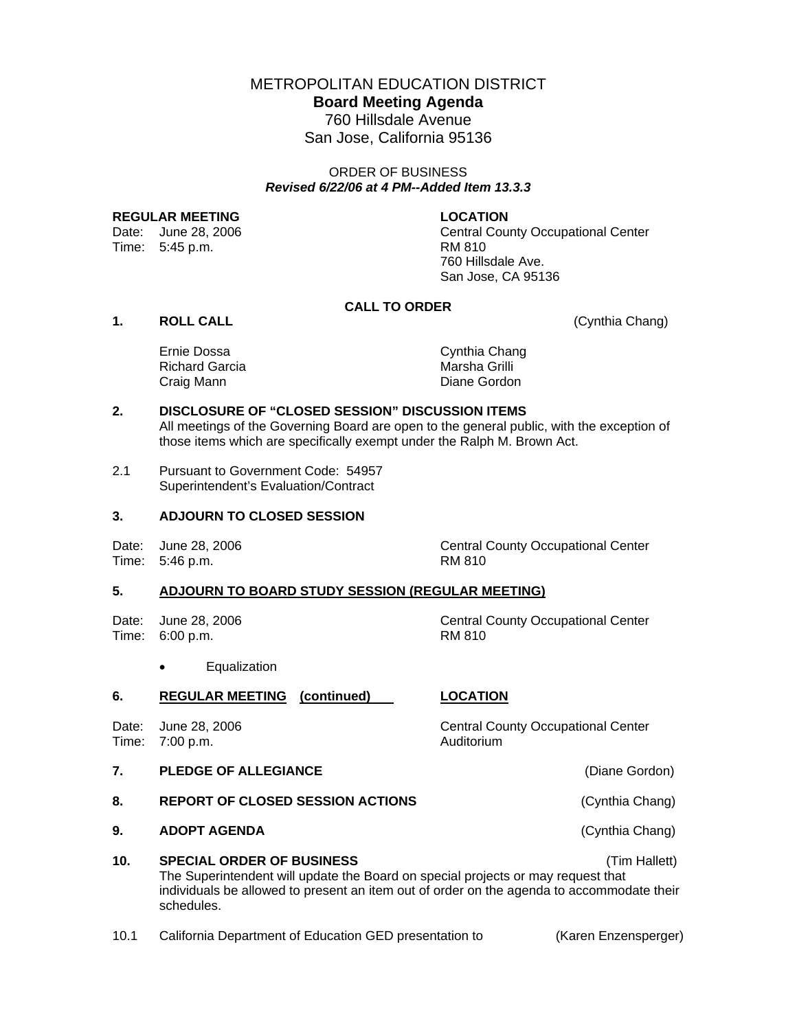# METROPOLITAN EDUCATION DISTRICT

## Board Meeting Agenda

760 Hillsdale Avenue
San Jose, California 95136

ORDER OF BUSINESS
***Revised 6/22/06 at 4 PM--Added Item 13.3.3***

**REGULAR MEETING**
Date: June 28, 2006
Time: 5:45 p.m.

**LOCATION**
Central County Occupational Center
RM 810
760 Hillsdale Ave.
San Jose, CA 95136

**CALL TO ORDER**

**1. ROLL CALL** (Cynthia Chang)

| | |
|---|---|
| Ernie Dossa | Cynthia Chang |
| Richard Garcia | Marsha Grilli |
| Craig Mann | Diane Gordon |

**2. DISCLOSURE OF "CLOSED SESSION" DISCUSSION ITEMS**
All meetings of the Governing Board are open to the general public, with the exception of those items which are specifically exempt under the Ralph M. Brown Act.

2.1 Pursuant to Government Code: 54957
Superintendent's Evaluation/Contract

**3. ADJOURN TO CLOSED SESSION**

Date: June 28, 2006 — Central County Occupational Center
Time: 5:46 p.m. — RM 810

**5. ADJOURN TO BOARD STUDY SESSION (REGULAR MEETING)**

Date: June 28, 2006 — Central County Occupational Center
Time: 6:00 p.m. — RM 810

- Equalization

**6. REGULAR MEETING (continued)** — **LOCATION**

Date: June 28, 2006 — Central County Occupational Center
Time: 7:00 p.m. — Auditorium

**7. PLEDGE OF ALLEGIANCE** (Diane Gordon)

**8. REPORT OF CLOSED SESSION ACTIONS** (Cynthia Chang)

**9. ADOPT AGENDA** (Cynthia Chang)

**10. SPECIAL ORDER OF BUSINESS** (Tim Hallett)
The Superintendent will update the Board on special projects or may request that individuals be allowed to present an item out of order on the agenda to accommodate their schedules.

10.1 California Department of Education GED presentation to (Karen Enzensperger)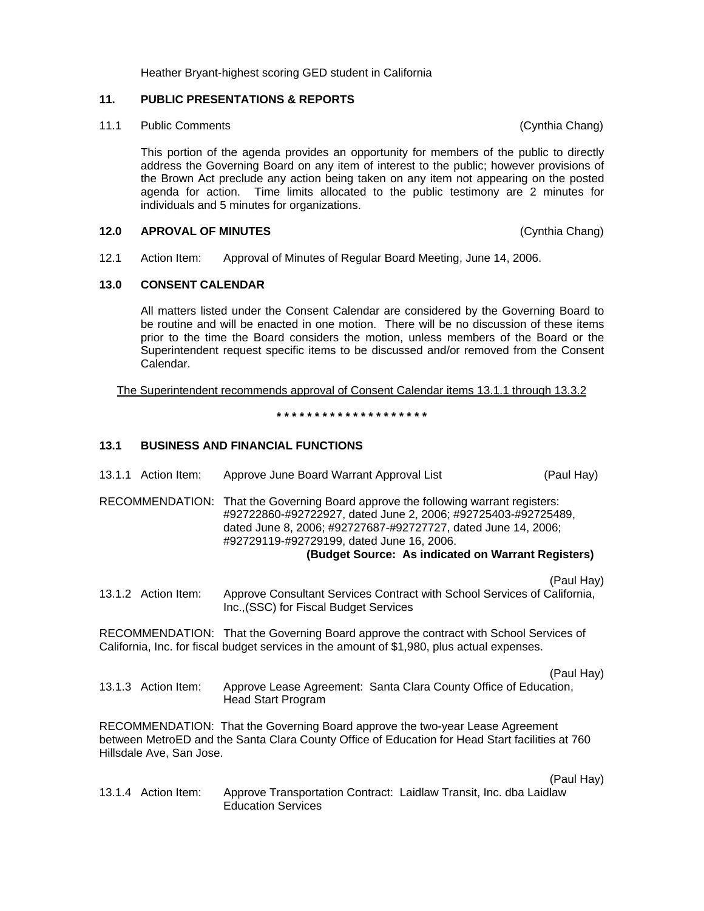Heather Bryant-highest scoring GED student in California

## 11. PUBLIC PRESENTATIONS & REPORTS

11.1 Public Comments (Cynthia Chang)

This portion of the agenda provides an opportunity for members of the public to directly address the Governing Board on any item of interest to the public; however provisions of the Brown Act preclude any action being taken on any item not appearing on the posted agenda for action. Time limits allocated to the public testimony are 2 minutes for individuals and 5 minutes for organizations.

## 12.0 APROVAL OF MINUTES (Cynthia Chang)

12.1 Action Item: Approval of Minutes of Regular Board Meeting, June 14, 2006.

## 13.0 CONSENT CALENDAR

All matters listed under the Consent Calendar are considered by the Governing Board to be routine and will be enacted in one motion. There will be no discussion of these items prior to the time the Board considers the motion, unless members of the Board or the Superintendent request specific items to be discussed and/or removed from the Consent Calendar.

<u>The Superintendent recommends approval of Consent Calendar items 13.1.1 through 13.3.2</u>

**\* \* \* \* \* \* \* \* \* \* \* \* \* \* \* \* \* \* \* \***

### 13.1 BUSINESS AND FINANCIAL FUNCTIONS

13.1.1 Action Item: Approve June Board Warrant Approval List (Paul Hay)

RECOMMENDATION: That the Governing Board approve the following warrant registers: #92722860-#92722927, dated June 2, 2006; #92725403-#92725489, dated June 8, 2006; #92727687-#92727727, dated June 14, 2006; #92729119-#92729199, dated June 16, 2006.

**(Budget Source: As indicated on Warrant Registers)**

(Paul Hay)

13.1.2 Action Item: Approve Consultant Services Contract with School Services of California, Inc.,(SSC) for Fiscal Budget Services

RECOMMENDATION: That the Governing Board approve the contract with School Services of California, Inc. for fiscal budget services in the amount of $1,980, plus actual expenses.

(Paul Hay)

13.1.3 Action Item: Approve Lease Agreement: Santa Clara County Office of Education, Head Start Program

RECOMMENDATION: That the Governing Board approve the two-year Lease Agreement between MetroED and the Santa Clara County Office of Education for Head Start facilities at 760 Hillsdale Ave, San Jose.

(Paul Hay)

13.1.4 Action Item: Approve Transportation Contract: Laidlaw Transit, Inc. dba Laidlaw Education Services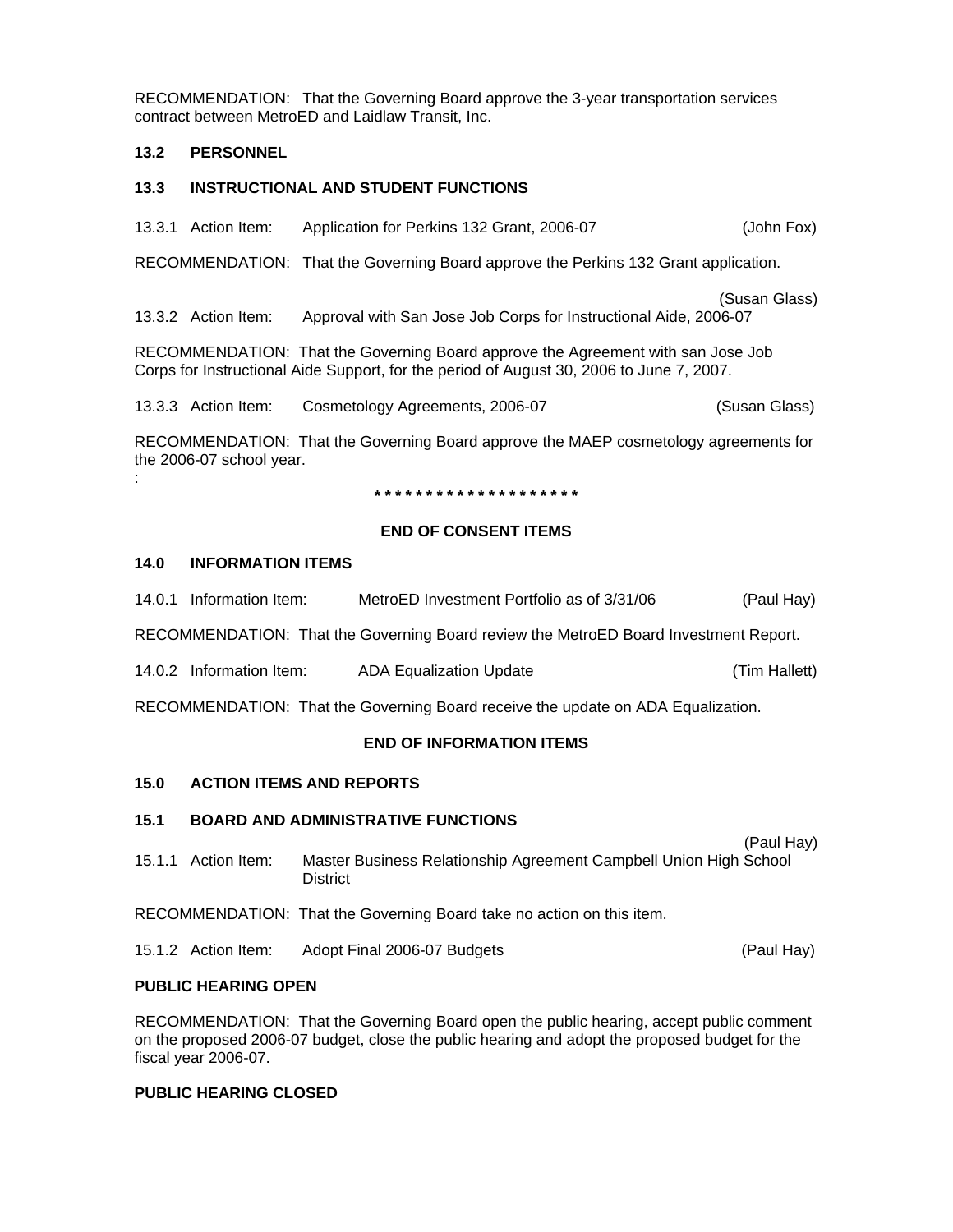RECOMMENDATION: That the Governing Board approve the 3-year transportation services contract between MetroED and Laidlaw Transit, Inc.

**13.2 PERSONNEL**

**13.3 INSTRUCTIONAL AND STUDENT FUNCTIONS**

13.3.1 Action Item: Application for Perkins 132 Grant, 2006-07 (John Fox)

RECOMMENDATION: That the Governing Board approve the Perkins 132 Grant application.

13.3.2 Action Item: Approval with San Jose Job Corps for Instructional Aide, 2006-07 (Susan Glass)

RECOMMENDATION: That the Governing Board approve the Agreement with san Jose Job Corps for Instructional Aide Support, for the period of August 30, 2006 to June 7, 2007.

13.3.3 Action Item: Cosmetology Agreements, 2006-07 (Susan Glass)

RECOMMENDATION: That the Governing Board approve the MAEP cosmetology agreements for the 2006-07 school year.
:

**\* \* \* \* \* \* \* \* \* \* \* \* \* \* \* \* \* \* \* \***

**END OF CONSENT ITEMS**

**14.0 INFORMATION ITEMS**

14.0.1 Information Item: MetroED Investment Portfolio as of 3/31/06 (Paul Hay)

RECOMMENDATION: That the Governing Board review the MetroED Board Investment Report.

14.0.2 Information Item: ADA Equalization Update (Tim Hallett)

RECOMMENDATION: That the Governing Board receive the update on ADA Equalization.

**END OF INFORMATION ITEMS**

**15.0 ACTION ITEMS AND REPORTS**

**15.1 BOARD AND ADMINISTRATIVE FUNCTIONS**

15.1.1 Action Item: Master Business Relationship Agreement Campbell Union High School District (Paul Hay)

RECOMMENDATION: That the Governing Board take no action on this item.

15.1.2 Action Item: Adopt Final 2006-07 Budgets (Paul Hay)

**PUBLIC HEARING OPEN**

RECOMMENDATION: That the Governing Board open the public hearing, accept public comment on the proposed 2006-07 budget, close the public hearing and adopt the proposed budget for the fiscal year 2006-07.

**PUBLIC HEARING CLOSED**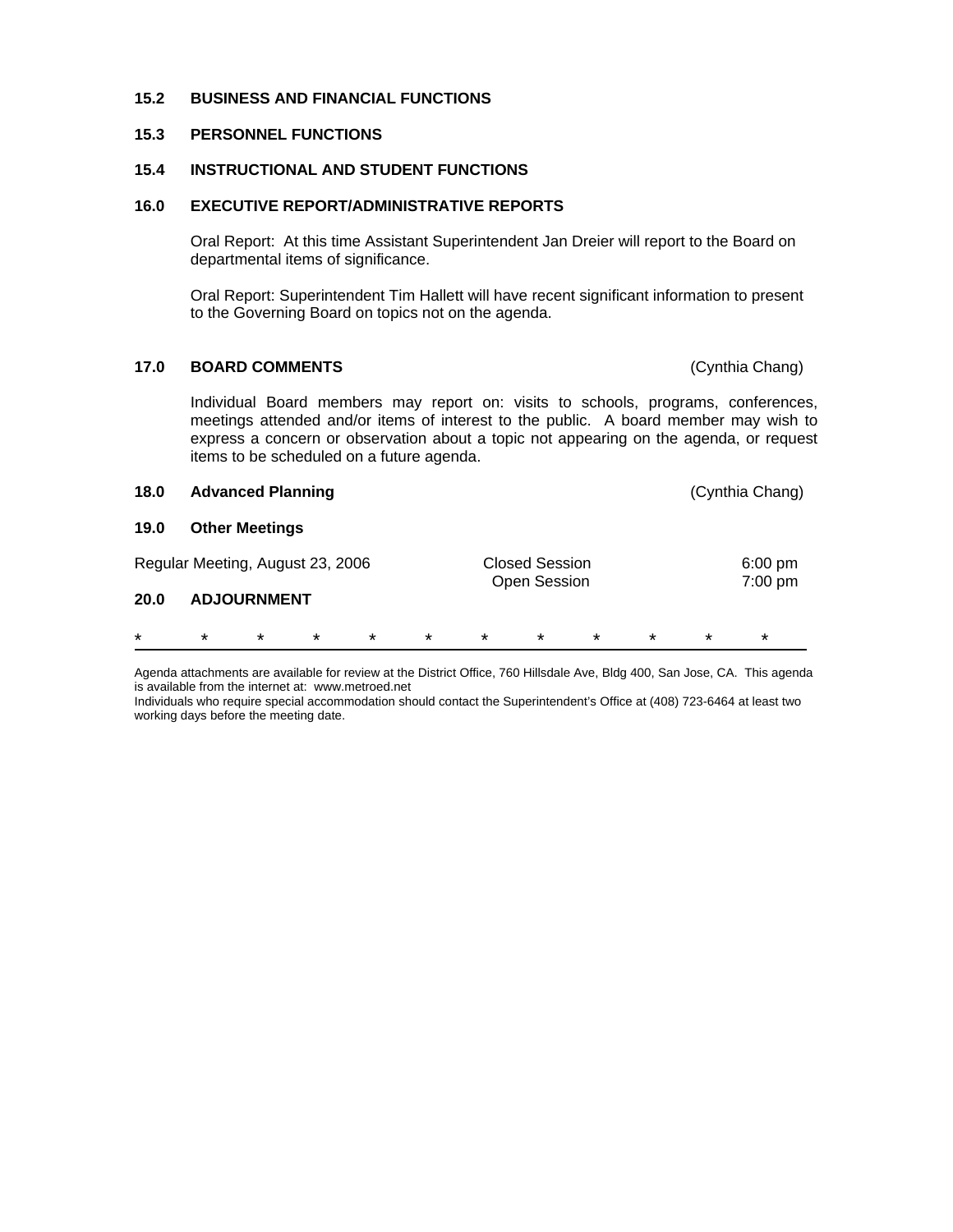**15.2 BUSINESS AND FINANCIAL FUNCTIONS**

**15.3 PERSONNEL FUNCTIONS**

**15.4 INSTRUCTIONAL AND STUDENT FUNCTIONS**

**16.0 EXECUTIVE REPORT/ADMINISTRATIVE REPORTS**

Oral Report: At this time Assistant Superintendent Jan Dreier will report to the Board on departmental items of significance.

Oral Report: Superintendent Tim Hallett will have recent significant information to present to the Governing Board on topics not on the agenda.

**17.0 BOARD COMMENTS** (Cynthia Chang)

Individual Board members may report on: visits to schools, programs, conferences, meetings attended and/or items of interest to the public. A board member may wish to express a concern or observation about a topic not appearing on the agenda, or request items to be scheduled on a future agenda.

**18.0 Advanced Planning** (Cynthia Chang)

**19.0 Other Meetings**

| | | |
|---|---|---|
| Regular Meeting, August 23, 2006 | Closed Session | 6:00 pm |
| | Open Session | 7:00 pm |

**20.0 ADJOURNMENT**

*  *  *  *  *  *  *  *  *  *  *  *

Agenda attachments are available for review at the District Office, 760 Hillsdale Ave, Bldg 400, San Jose, CA. This agenda is available from the internet at: www.metroed.net

Individuals who require special accommodation should contact the Superintendent's Office at (408) 723-6464 at least two working days before the meeting date.